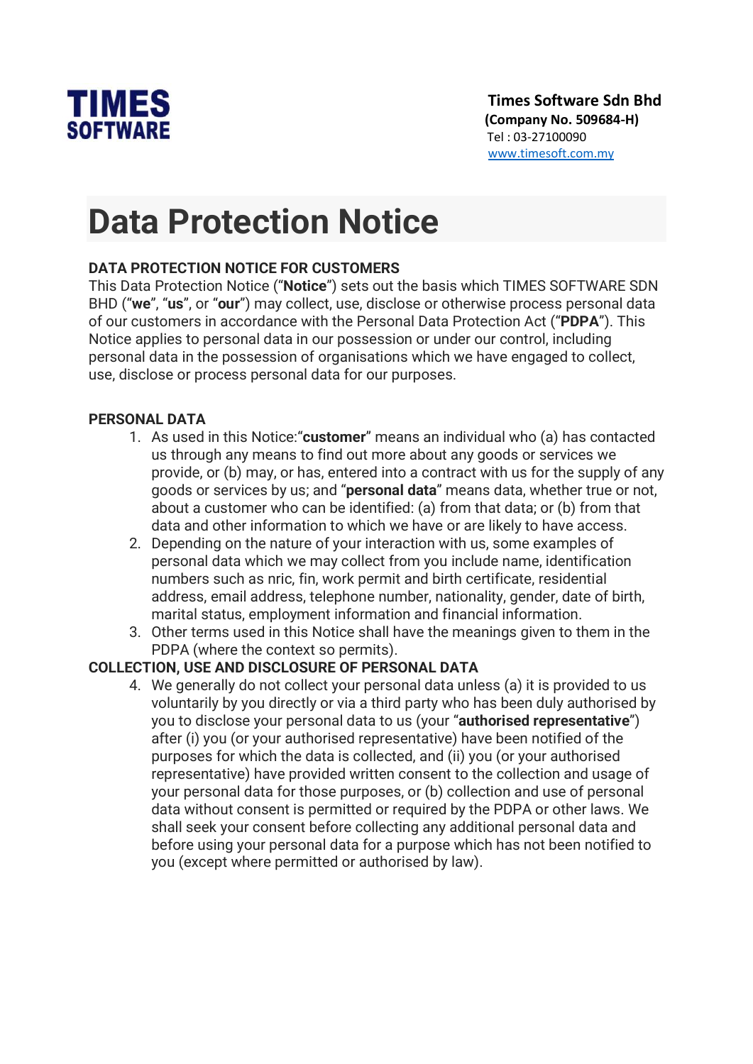**TIMES SOFTWARE**

**Times Software Sdn Bhd**
**(Company No. 509684-H)**
Tel : 03-27100090
www.timesoft.com.my

# Data Protection Notice

**DATA PROTECTION NOTICE FOR CUSTOMERS**

This Data Protection Notice ("**Notice**") sets out the basis which TIMES SOFTWARE SDN BHD ("**we**", "**us**", or "**our**") may collect, use, disclose or otherwise process personal data of our customers in accordance with the Personal Data Protection Act ("**PDPA**"). This Notice applies to personal data in our possession or under our control, including personal data in the possession of organisations which we have engaged to collect, use, disclose or process personal data for our purposes.

**PERSONAL DATA**

1. As used in this Notice:"**customer**" means an individual who (a) has contacted us through any means to find out more about any goods or services we provide, or (b) may, or has, entered into a contract with us for the supply of any goods or services by us; and "**personal data**" means data, whether true or not, about a customer who can be identified: (a) from that data; or (b) from that data and other information to which we have or are likely to have access.
2. Depending on the nature of your interaction with us, some examples of personal data which we may collect from you include name, identification numbers such as nric, fin, work permit and birth certificate, residential address, email address, telephone number, nationality, gender, date of birth, marital status, employment information and financial information.
3. Other terms used in this Notice shall have the meanings given to them in the PDPA (where the context so permits).

**COLLECTION, USE AND DISCLOSURE OF PERSONAL DATA**

4. We generally do not collect your personal data unless (a) it is provided to us voluntarily by you directly or via a third party who has been duly authorised by you to disclose your personal data to us (your "**authorised representative**") after (i) you (or your authorised representative) have been notified of the purposes for which the data is collected, and (ii) you (or your authorised representative) have provided written consent to the collection and usage of your personal data for those purposes, or (b) collection and use of personal data without consent is permitted or required by the PDPA or other laws. We shall seek your consent before collecting any additional personal data and before using your personal data for a purpose which has not been notified to you (except where permitted or authorised by law).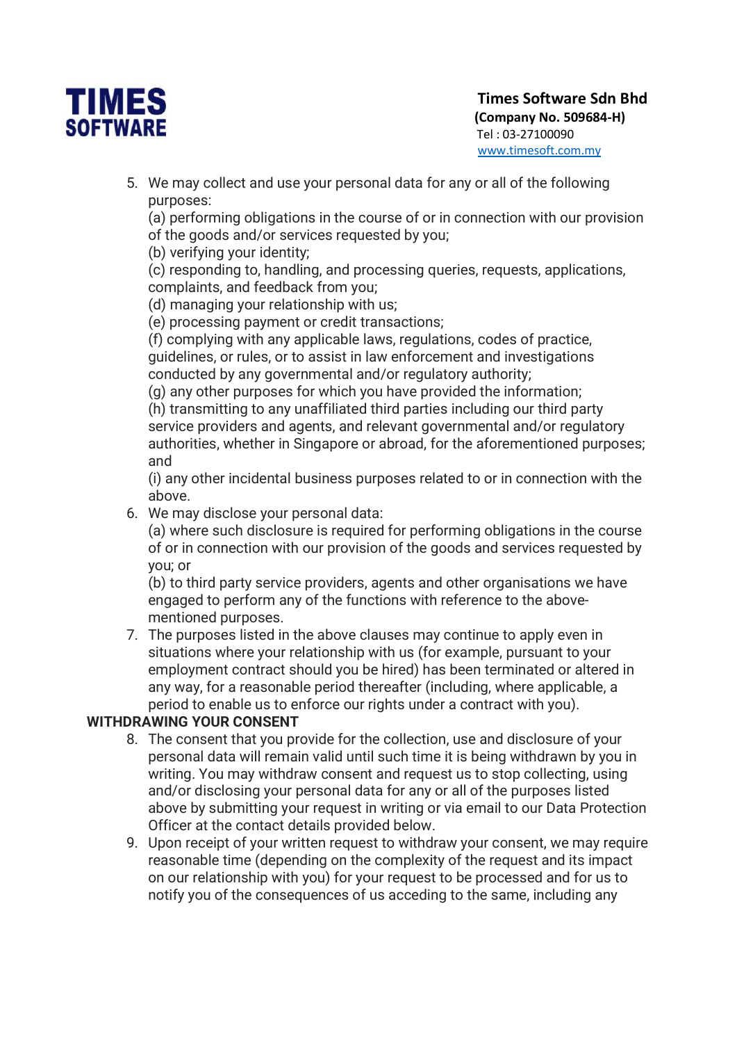5. We may collect and use your personal data for any or all of the following purposes:
   (a) performing obligations in the course of or in connection with our provision of the goods and/or services requested by you;
   (b) verifying your identity;
   (c) responding to, handling, and processing queries, requests, applications, complaints, and feedback from you;
   (d) managing your relationship with us;
   (e) processing payment or credit transactions;
   (f) complying with any applicable laws, regulations, codes of practice, guidelines, or rules, or to assist in law enforcement and investigations conducted by any governmental and/or regulatory authority;
   (g) any other purposes for which you have provided the information;
   (h) transmitting to any unaffiliated third parties including our third party service providers and agents, and relevant governmental and/or regulatory authorities, whether in Singapore or abroad, for the aforementioned purposes; and
   (i) any other incidental business purposes related to or in connection with the above.
6. We may disclose your personal data:
   (a) where such disclosure is required for performing obligations in the course of or in connection with our provision of the goods and services requested by you; or
   (b) to third party service providers, agents and other organisations we have engaged to perform any of the functions with reference to the above-mentioned purposes.
7. The purposes listed in the above clauses may continue to apply even in situations where your relationship with us (for example, pursuant to your employment contract should you be hired) has been terminated or altered in any way, for a reasonable period thereafter (including, where applicable, a period to enable us to enforce our rights under a contract with you).

**WITHDRAWING YOUR CONSENT**

8. The consent that you provide for the collection, use and disclosure of your personal data will remain valid until such time it is being withdrawn by you in writing. You may withdraw consent and request us to stop collecting, using and/or disclosing your personal data for any or all of the purposes listed above by submitting your request in writing or via email to our Data Protection Officer at the contact details provided below.
9. Upon receipt of your written request to withdraw your consent, we may require reasonable time (depending on the complexity of the request and its impact on our relationship with you) for your request to be processed and for us to notify you of the consequences of us acceding to the same, including any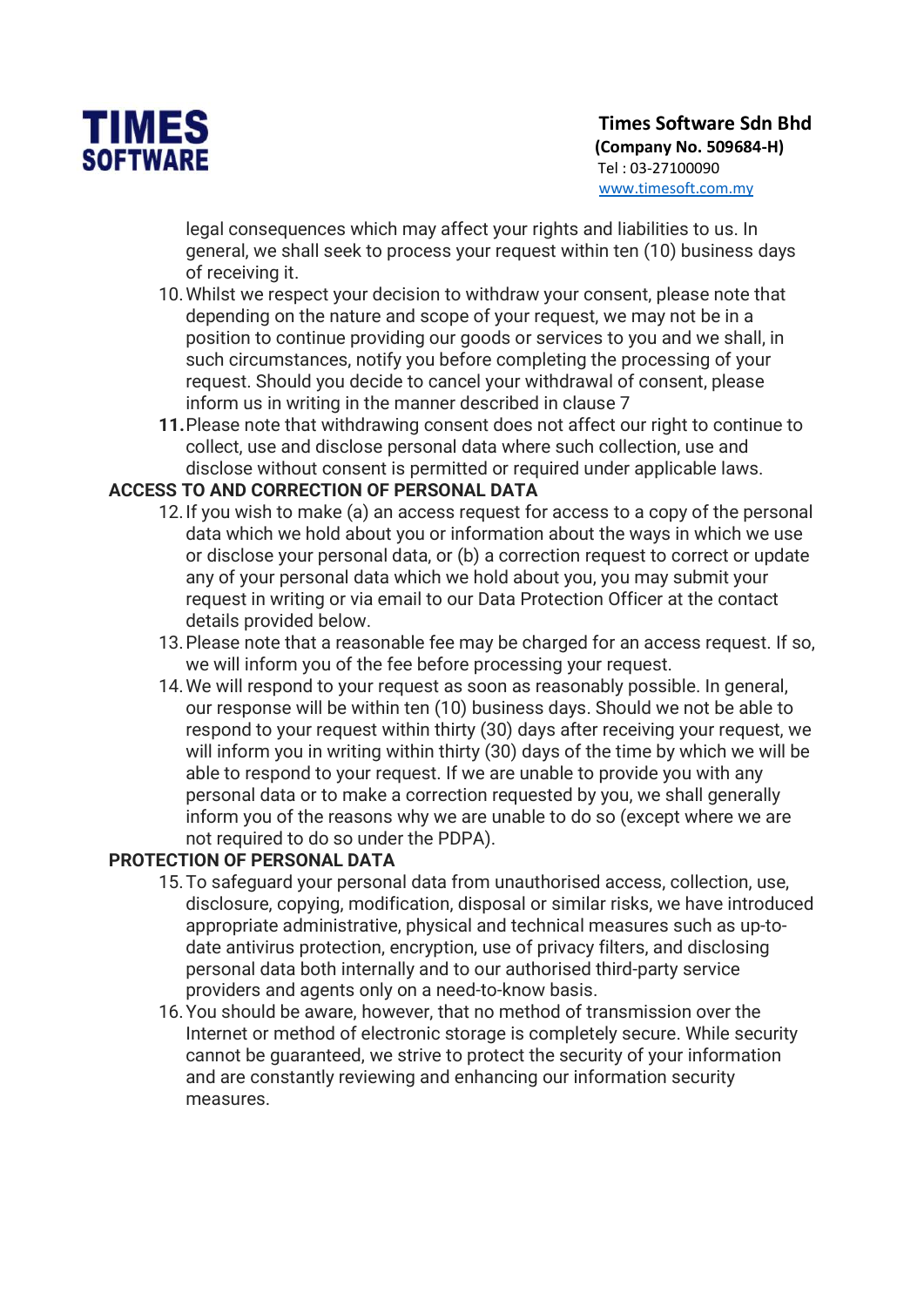legal consequences which may affect your rights and liabilities to us. In general, we shall seek to process your request within ten (10) business days of receiving it.

10. Whilst we respect your decision to withdraw your consent, please note that depending on the nature and scope of your request, we may not be in a position to continue providing our goods or services to you and we shall, in such circumstances, notify you before completing the processing of your request. Should you decide to cancel your withdrawal of consent, please inform us in writing in the manner described in clause 7
11. Please note that withdrawing consent does not affect our right to continue to collect, use and disclose personal data where such collection, use and disclose without consent is permitted or required under applicable laws.

**ACCESS TO AND CORRECTION OF PERSONAL DATA**

12. If you wish to make (a) an access request for access to a copy of the personal data which we hold about you or information about the ways in which we use or disclose your personal data, or (b) a correction request to correct or update any of your personal data which we hold about you, you may submit your request in writing or via email to our Data Protection Officer at the contact details provided below.
13. Please note that a reasonable fee may be charged for an access request. If so, we will inform you of the fee before processing your request.
14. We will respond to your request as soon as reasonably possible. In general, our response will be within ten (10) business days. Should we not be able to respond to your request within thirty (30) days after receiving your request, we will inform you in writing within thirty (30) days of the time by which we will be able to respond to your request. If we are unable to provide you with any personal data or to make a correction requested by you, we shall generally inform you of the reasons why we are unable to do so (except where we are not required to do so under the PDPA).

**PROTECTION OF PERSONAL DATA**

15. To safeguard your personal data from unauthorised access, collection, use, disclosure, copying, modification, disposal or similar risks, we have introduced appropriate administrative, physical and technical measures such as up-to-date antivirus protection, encryption, use of privacy filters, and disclosing personal data both internally and to our authorised third-party service providers and agents only on a need-to-know basis.
16. You should be aware, however, that no method of transmission over the Internet or method of electronic storage is completely secure. While security cannot be guaranteed, we strive to protect the security of your information and are constantly reviewing and enhancing our information security measures.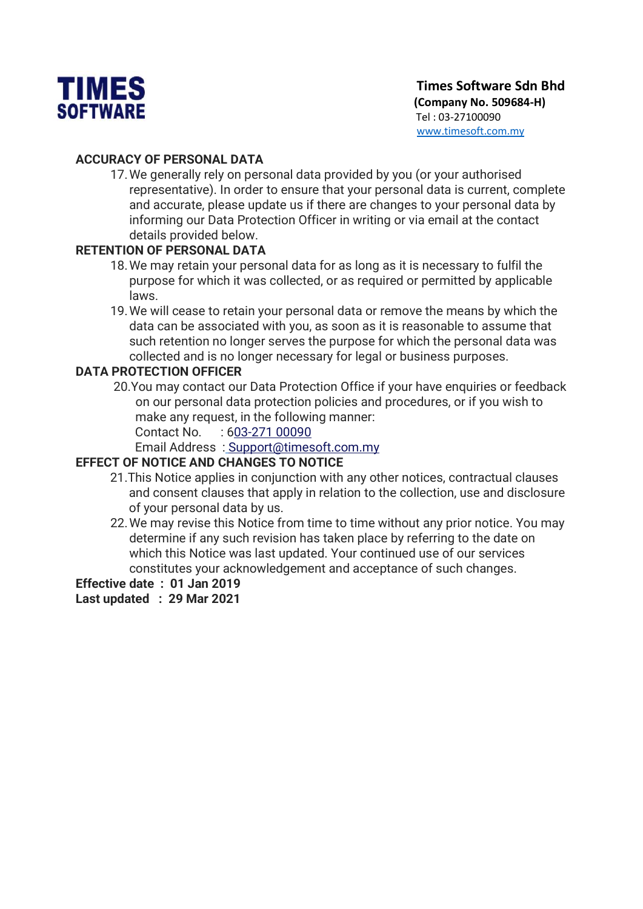**Times Software Sdn Bhd**
**(Company No. 509684-H)**
Tel : 03-27100090
www.timesoft.com.my

## ACCURACY OF PERSONAL DATA

17. We generally rely on personal data provided by you (or your authorised representative). In order to ensure that your personal data is current, complete and accurate, please update us if there are changes to your personal data by informing our Data Protection Officer in writing or via email at the contact details provided below.

## RETENTION OF PERSONAL DATA

18. We may retain your personal data for as long as it is necessary to fulfil the purpose for which it was collected, or as required or permitted by applicable laws.
19. We will cease to retain your personal data or remove the means by which the data can be associated with you, as soon as it is reasonable to assume that such retention no longer serves the purpose for which the personal data was collected and is no longer necessary for legal or business purposes.

## DATA PROTECTION OFFICER

20. You may contact our Data Protection Office if your have enquiries or feedback on our personal data protection policies and procedures, or if you wish to make any request, in the following manner:

    Contact No. : 603-271 00090

    Email Address : Support@timesoft.com.my

## EFFECT OF NOTICE AND CHANGES TO NOTICE

21. This Notice applies in conjunction with any other notices, contractual clauses and consent clauses that apply in relation to the collection, use and disclosure of your personal data by us.
22. We may revise this Notice from time to time without any prior notice. You may determine if any such revision has taken place by referring to the date on which this Notice was last updated. Your continued use of our services constitutes your acknowledgement and acceptance of such changes.

**Effective date : 01 Jan 2019**
**Last updated : 29 Mar 2021**